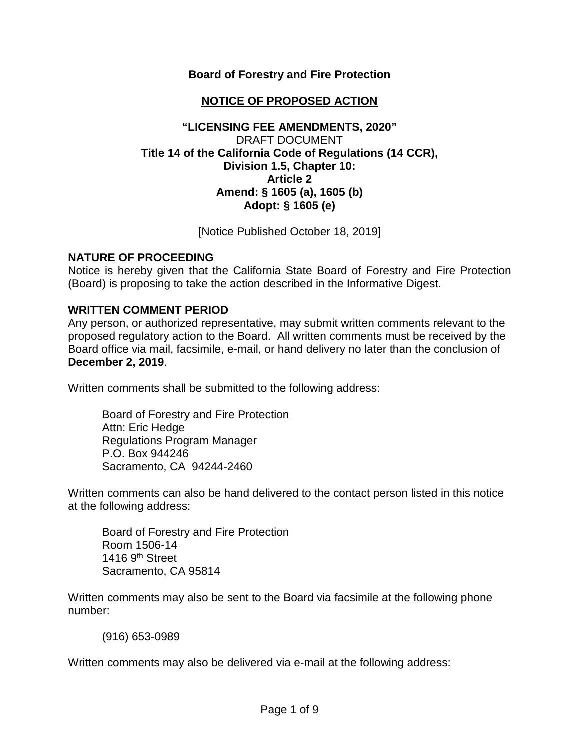**Board of Forestry and Fire Protection**

**NOTICE OF PROPOSED ACTION**

**"LICENSING FEE AMENDMENTS, 2020"**
DRAFT DOCUMENT
**Title 14 of the California Code of Regulations (14 CCR),**
**Division 1.5, Chapter 10:**
**Article 2**
**Amend: § 1605 (a), 1605 (b)**
**Adopt: § 1605 (e)**

[Notice Published October 18, 2019]

## NATURE OF PROCEEDING

Notice is hereby given that the California State Board of Forestry and Fire Protection (Board) is proposing to take the action described in the Informative Digest.

## WRITTEN COMMENT PERIOD

Any person, or authorized representative, may submit written comments relevant to the proposed regulatory action to the Board. All written comments must be received by the Board office via mail, facsimile, e-mail, or hand delivery no later than the conclusion of **December 2, 2019**.

Written comments shall be submitted to the following address:

> Board of Forestry and Fire Protection
> Attn: Eric Hedge
> Regulations Program Manager
> P.O. Box 944246
> Sacramento, CA 94244-2460

Written comments can also be hand delivered to the contact person listed in this notice at the following address:

> Board of Forestry and Fire Protection
> Room 1506-14
> 1416 9th Street
> Sacramento, CA 95814

Written comments may also be sent to the Board via facsimile at the following phone number:

> (916) 653-0989

Written comments may also be delivered via e-mail at the following address: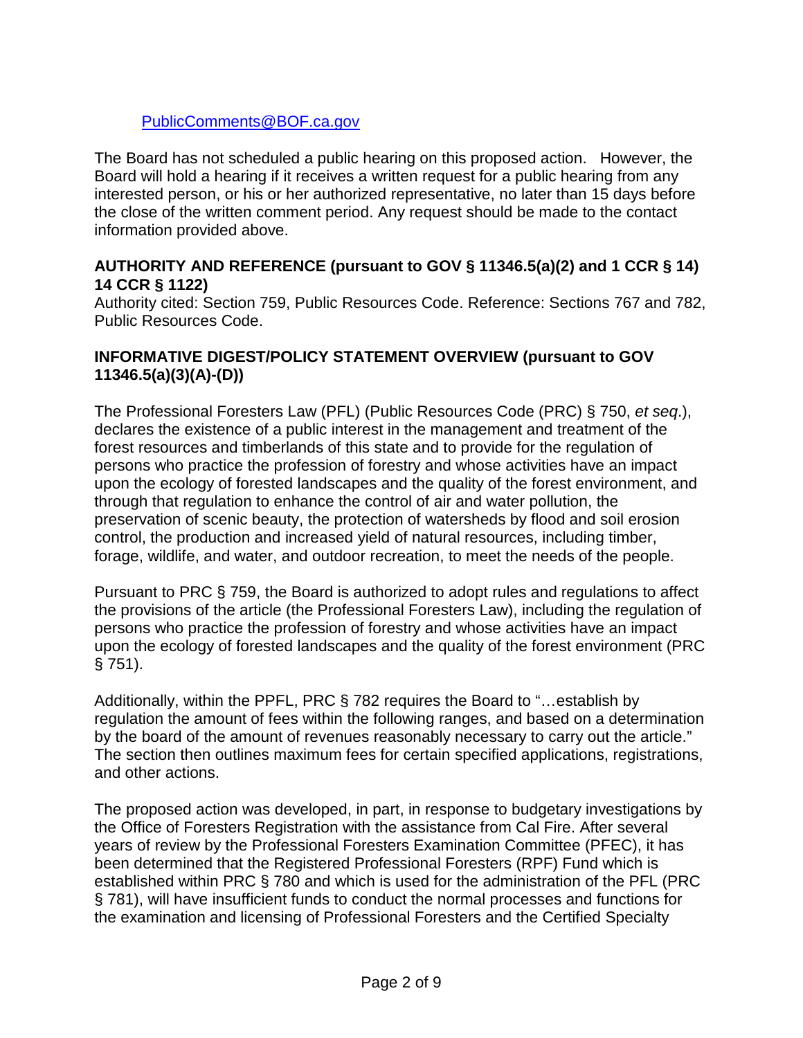[PublicComments@BOF.ca.gov](mailto:PublicComments@BOF.ca.gov)

The Board has not scheduled a public hearing on this proposed action. However, the Board will hold a hearing if it receives a written request for a public hearing from any interested person, or his or her authorized representative, no later than 15 days before the close of the written comment period. Any request should be made to the contact information provided above.

**AUTHORITY AND REFERENCE (pursuant to GOV § 11346.5(a)(2) and 1 CCR § 14) 14 CCR § 1122)**

Authority cited: Section 759, Public Resources Code. Reference: Sections 767 and 782, Public Resources Code.

**INFORMATIVE DIGEST/POLICY STATEMENT OVERVIEW (pursuant to GOV 11346.5(a)(3)(A)-(D))**

The Professional Foresters Law (PFL) (Public Resources Code (PRC) § 750, *et seq.*), declares the existence of a public interest in the management and treatment of the forest resources and timberlands of this state and to provide for the regulation of persons who practice the profession of forestry and whose activities have an impact upon the ecology of forested landscapes and the quality of the forest environment, and through that regulation to enhance the control of air and water pollution, the preservation of scenic beauty, the protection of watersheds by flood and soil erosion control, the production and increased yield of natural resources, including timber, forage, wildlife, and water, and outdoor recreation, to meet the needs of the people.

Pursuant to PRC § 759, the Board is authorized to adopt rules and regulations to affect the provisions of the article (the Professional Foresters Law), including the regulation of persons who practice the profession of forestry and whose activities have an impact upon the ecology of forested landscapes and the quality of the forest environment (PRC § 751).

Additionally, within the PPFL, PRC § 782 requires the Board to "…establish by regulation the amount of fees within the following ranges, and based on a determination by the board of the amount of revenues reasonably necessary to carry out the article." The section then outlines maximum fees for certain specified applications, registrations, and other actions.

The proposed action was developed, in part, in response to budgetary investigations by the Office of Foresters Registration with the assistance from Cal Fire. After several years of review by the Professional Foresters Examination Committee (PFEC), it has been determined that the Registered Professional Foresters (RPF) Fund which is established within PRC § 780 and which is used for the administration of the PFL (PRC § 781), will have insufficient funds to conduct the normal processes and functions for the examination and licensing of Professional Foresters and the Certified Specialty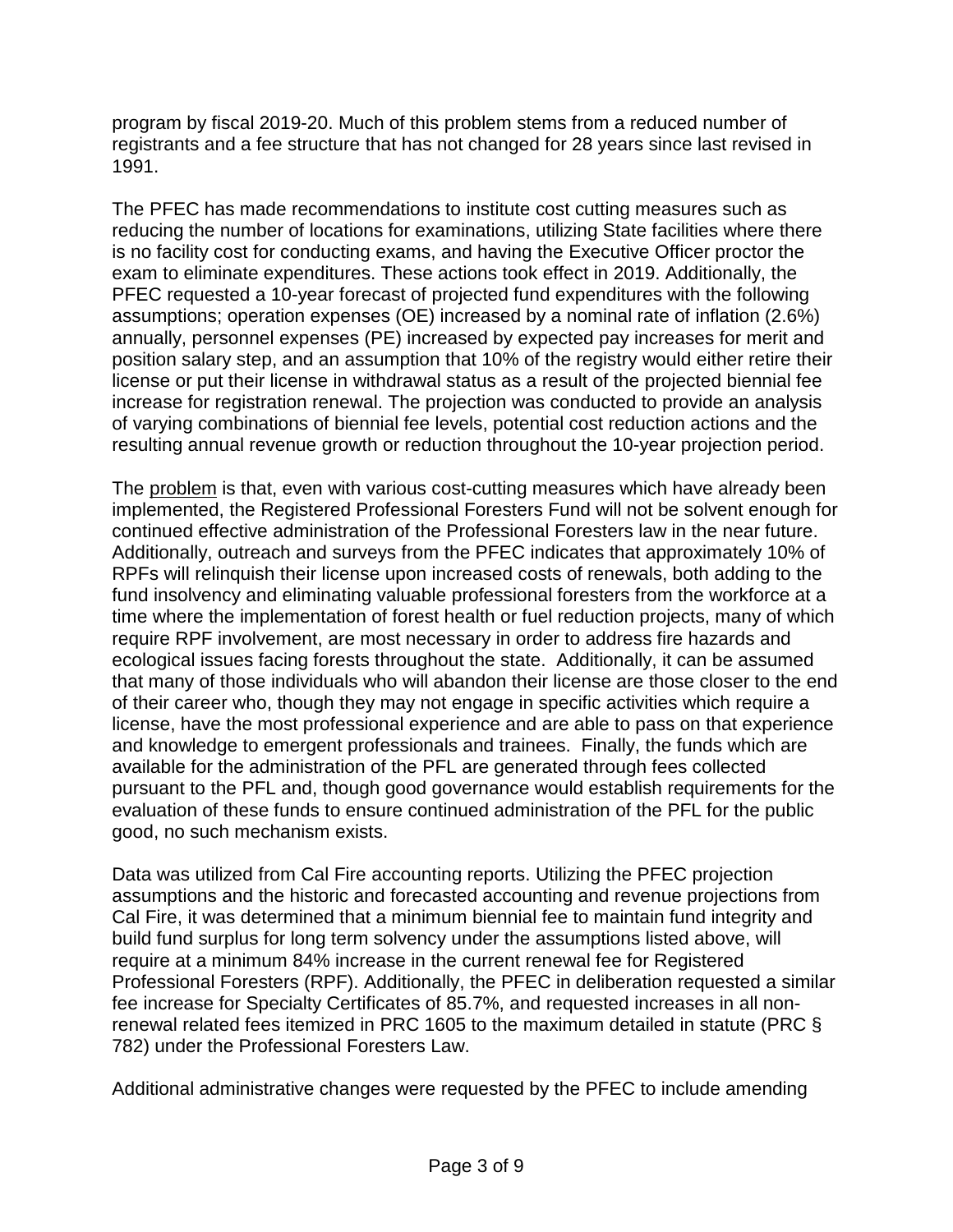program by fiscal 2019-20. Much of this problem stems from a reduced number of registrants and a fee structure that has not changed for 28 years since last revised in 1991.

The PFEC has made recommendations to institute cost cutting measures such as reducing the number of locations for examinations, utilizing State facilities where there is no facility cost for conducting exams, and having the Executive Officer proctor the exam to eliminate expenditures. These actions took effect in 2019. Additionally, the PFEC requested a 10-year forecast of projected fund expenditures with the following assumptions; operation expenses (OE) increased by a nominal rate of inflation (2.6%) annually, personnel expenses (PE) increased by expected pay increases for merit and position salary step, and an assumption that 10% of the registry would either retire their license or put their license in withdrawal status as a result of the projected biennial fee increase for registration renewal. The projection was conducted to provide an analysis of varying combinations of biennial fee levels, potential cost reduction actions and the resulting annual revenue growth or reduction throughout the 10-year projection period.

The <u>problem</u> is that, even with various cost-cutting measures which have already been implemented, the Registered Professional Foresters Fund will not be solvent enough for continued effective administration of the Professional Foresters law in the near future. Additionally, outreach and surveys from the PFEC indicates that approximately 10% of RPFs will relinquish their license upon increased costs of renewals, both adding to the fund insolvency and eliminating valuable professional foresters from the workforce at a time where the implementation of forest health or fuel reduction projects, many of which require RPF involvement, are most necessary in order to address fire hazards and ecological issues facing forests throughout the state. Additionally, it can be assumed that many of those individuals who will abandon their license are those closer to the end of their career who, though they may not engage in specific activities which require a license, have the most professional experience and are able to pass on that experience and knowledge to emergent professionals and trainees. Finally, the funds which are available for the administration of the PFL are generated through fees collected pursuant to the PFL and, though good governance would establish requirements for the evaluation of these funds to ensure continued administration of the PFL for the public good, no such mechanism exists.

Data was utilized from Cal Fire accounting reports. Utilizing the PFEC projection assumptions and the historic and forecasted accounting and revenue projections from Cal Fire, it was determined that a minimum biennial fee to maintain fund integrity and build fund surplus for long term solvency under the assumptions listed above, will require at a minimum 84% increase in the current renewal fee for Registered Professional Foresters (RPF). Additionally, the PFEC in deliberation requested a similar fee increase for Specialty Certificates of 85.7%, and requested increases in all non-renewal related fees itemized in PRC 1605 to the maximum detailed in statute (PRC § 782) under the Professional Foresters Law.

Additional administrative changes were requested by the PFEC to include amending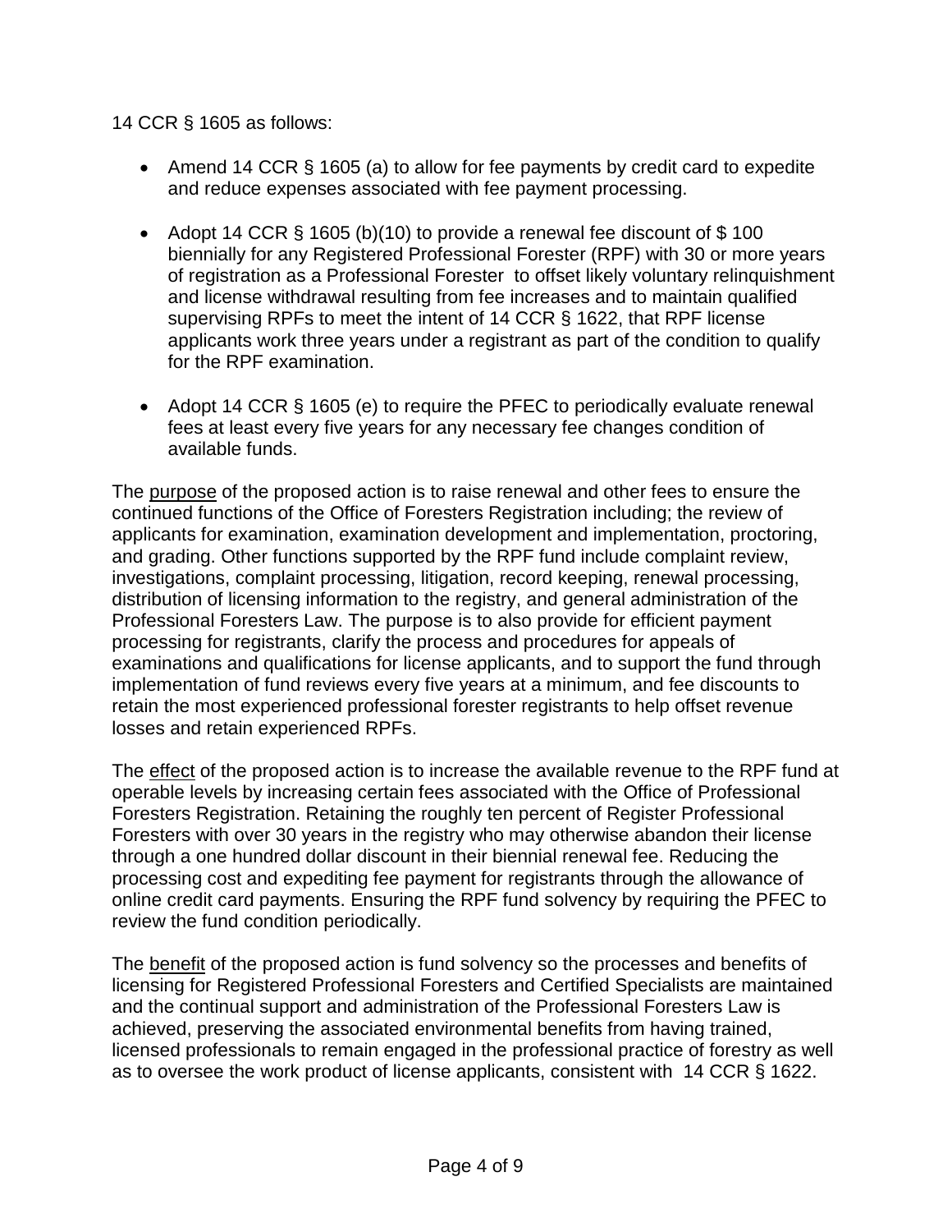14 CCR § 1605 as follows:

- Amend 14 CCR § 1605 (a) to allow for fee payments by credit card to expedite and reduce expenses associated with fee payment processing.
- Adopt 14 CCR § 1605 (b)(10) to provide a renewal fee discount of $ 100 biennially for any Registered Professional Forester (RPF) with 30 or more years of registration as a Professional Forester to offset likely voluntary relinquishment and license withdrawal resulting from fee increases and to maintain qualified supervising RPFs to meet the intent of 14 CCR § 1622, that RPF license applicants work three years under a registrant as part of the condition to qualify for the RPF examination.
- Adopt 14 CCR § 1605 (e) to require the PFEC to periodically evaluate renewal fees at least every five years for any necessary fee changes condition of available funds.

The purpose of the proposed action is to raise renewal and other fees to ensure the continued functions of the Office of Foresters Registration including; the review of applicants for examination, examination development and implementation, proctoring, and grading. Other functions supported by the RPF fund include complaint review, investigations, complaint processing, litigation, record keeping, renewal processing, distribution of licensing information to the registry, and general administration of the Professional Foresters Law. The purpose is to also provide for efficient payment processing for registrants, clarify the process and procedures for appeals of examinations and qualifications for license applicants, and to support the fund through implementation of fund reviews every five years at a minimum, and fee discounts to retain the most experienced professional forester registrants to help offset revenue losses and retain experienced RPFs.

The effect of the proposed action is to increase the available revenue to the RPF fund at operable levels by increasing certain fees associated with the Office of Professional Foresters Registration. Retaining the roughly ten percent of Register Professional Foresters with over 30 years in the registry who may otherwise abandon their license through a one hundred dollar discount in their biennial renewal fee. Reducing the processing cost and expediting fee payment for registrants through the allowance of online credit card payments. Ensuring the RPF fund solvency by requiring the PFEC to review the fund condition periodically.

The benefit of the proposed action is fund solvency so the processes and benefits of licensing for Registered Professional Foresters and Certified Specialists are maintained and the continual support and administration of the Professional Foresters Law is achieved, preserving the associated environmental benefits from having trained, licensed professionals to remain engaged in the professional practice of forestry as well as to oversee the work product of license applicants, consistent with 14 CCR § 1622.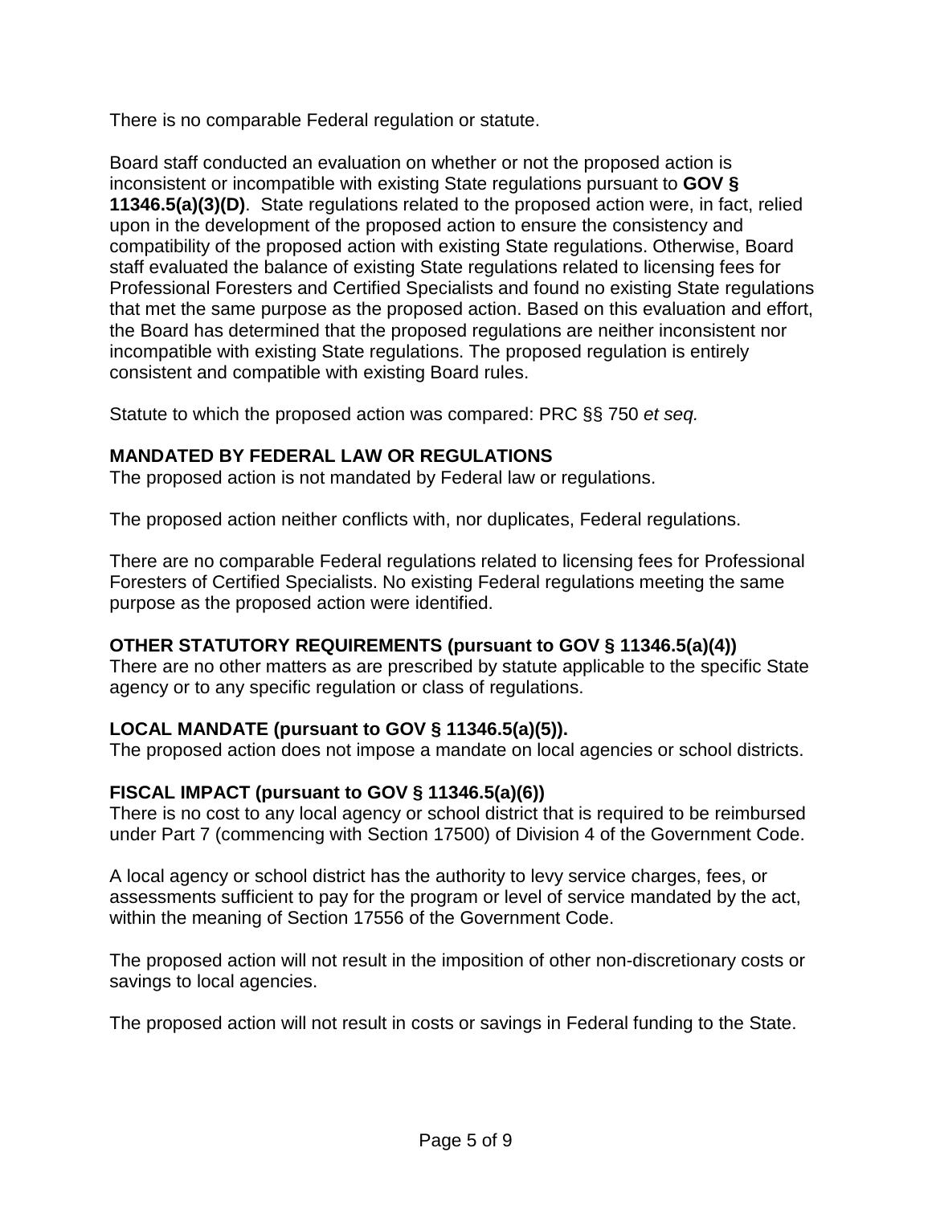There is no comparable Federal regulation or statute.

Board staff conducted an evaluation on whether or not the proposed action is inconsistent or incompatible with existing State regulations pursuant to **GOV § 11346.5(a)(3)(D)**. State regulations related to the proposed action were, in fact, relied upon in the development of the proposed action to ensure the consistency and compatibility of the proposed action with existing State regulations. Otherwise, Board staff evaluated the balance of existing State regulations related to licensing fees for Professional Foresters and Certified Specialists and found no existing State regulations that met the same purpose as the proposed action. Based on this evaluation and effort, the Board has determined that the proposed regulations are neither inconsistent nor incompatible with existing State regulations. The proposed regulation is entirely consistent and compatible with existing Board rules.

Statute to which the proposed action was compared: PRC §§ 750 *et seq.*

**MANDATED BY FEDERAL LAW OR REGULATIONS**

The proposed action is not mandated by Federal law or regulations.

The proposed action neither conflicts with, nor duplicates, Federal regulations.

There are no comparable Federal regulations related to licensing fees for Professional Foresters of Certified Specialists. No existing Federal regulations meeting the same purpose as the proposed action were identified.

**OTHER STATUTORY REQUIREMENTS (pursuant to GOV § 11346.5(a)(4))**

There are no other matters as are prescribed by statute applicable to the specific State agency or to any specific regulation or class of regulations.

**LOCAL MANDATE (pursuant to GOV § 11346.5(a)(5)).**

The proposed action does not impose a mandate on local agencies or school districts.

**FISCAL IMPACT (pursuant to GOV § 11346.5(a)(6))**

There is no cost to any local agency or school district that is required to be reimbursed under Part 7 (commencing with Section 17500) of Division 4 of the Government Code.

A local agency or school district has the authority to levy service charges, fees, or assessments sufficient to pay for the program or level of service mandated by the act, within the meaning of Section 17556 of the Government Code.

The proposed action will not result in the imposition of other non-discretionary costs or savings to local agencies.

The proposed action will not result in costs or savings in Federal funding to the State.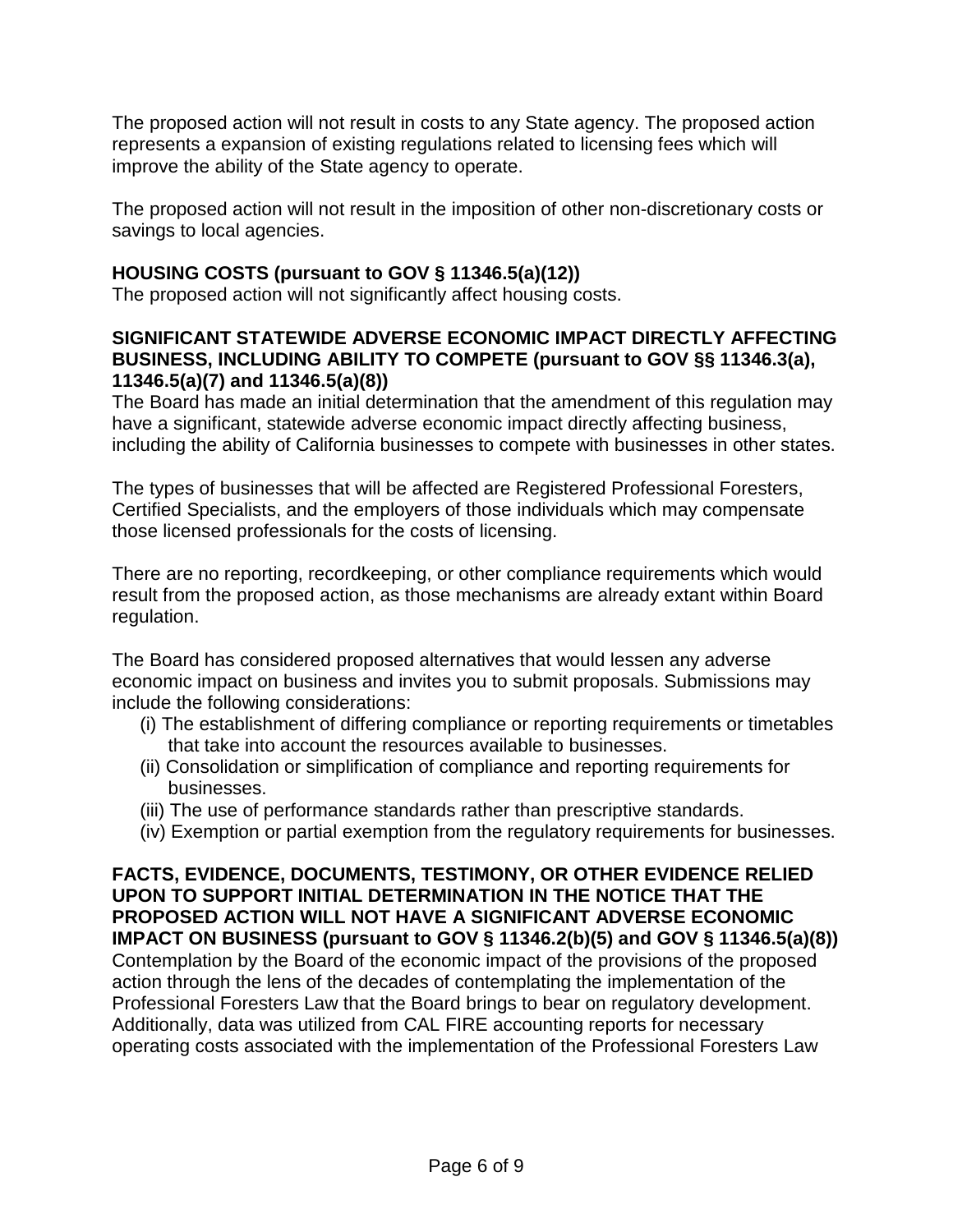The proposed action will not result in costs to any State agency. The proposed action represents a expansion of existing regulations related to licensing fees which will improve the ability of the State agency to operate.

The proposed action will not result in the imposition of other non-discretionary costs or savings to local agencies.

**HOUSING COSTS (pursuant to GOV § 11346.5(a)(12))**
The proposed action will not significantly affect housing costs.

**SIGNIFICANT STATEWIDE ADVERSE ECONOMIC IMPACT DIRECTLY AFFECTING BUSINESS, INCLUDING ABILITY TO COMPETE (pursuant to GOV §§ 11346.3(a), 11346.5(a)(7) and 11346.5(a)(8))**
The Board has made an initial determination that the amendment of this regulation may have a significant, statewide adverse economic impact directly affecting business, including the ability of California businesses to compete with businesses in other states.

The types of businesses that will be affected are Registered Professional Foresters, Certified Specialists, and the employers of those individuals which may compensate those licensed professionals for the costs of licensing.

There are no reporting, recordkeeping, or other compliance requirements which would result from the proposed action, as those mechanisms are already extant within Board regulation.

The Board has considered proposed alternatives that would lessen any adverse economic impact on business and invites you to submit proposals. Submissions may include the following considerations:

- (i) The establishment of differing compliance or reporting requirements or timetables that take into account the resources available to businesses.
- (ii) Consolidation or simplification of compliance and reporting requirements for businesses.
- (iii) The use of performance standards rather than prescriptive standards.
- (iv) Exemption or partial exemption from the regulatory requirements for businesses.

**FACTS, EVIDENCE, DOCUMENTS, TESTIMONY, OR OTHER EVIDENCE RELIED UPON TO SUPPORT INITIAL DETERMINATION IN THE NOTICE THAT THE PROPOSED ACTION WILL NOT HAVE A SIGNIFICANT ADVERSE ECONOMIC IMPACT ON BUSINESS (pursuant to GOV § 11346.2(b)(5) and GOV § 11346.5(a)(8))**
Contemplation by the Board of the economic impact of the provisions of the proposed action through the lens of the decades of contemplating the implementation of the Professional Foresters Law that the Board brings to bear on regulatory development. Additionally, data was utilized from CAL FIRE accounting reports for necessary operating costs associated with the implementation of the Professional Foresters Law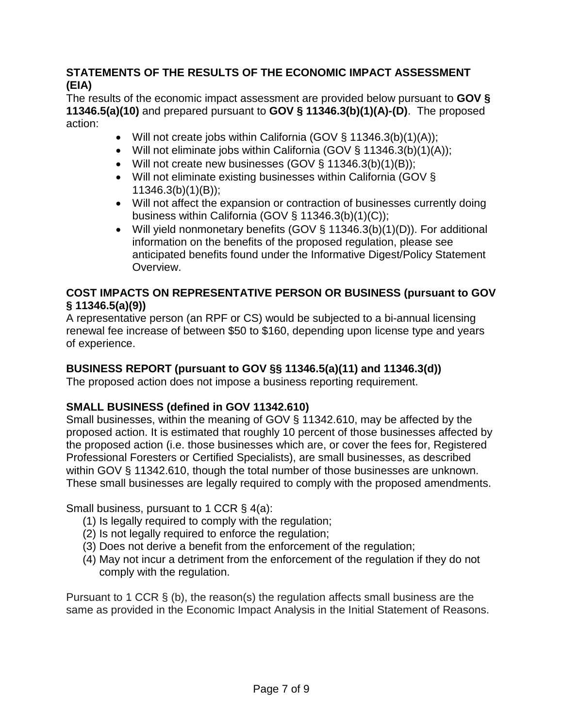**STATEMENTS OF THE RESULTS OF THE ECONOMIC IMPACT ASSESSMENT (EIA)**

The results of the economic impact assessment are provided below pursuant to **GOV § 11346.5(a)(10)** and prepared pursuant to **GOV § 11346.3(b)(1)(A)-(D)**. The proposed action:

- Will not create jobs within California (GOV § 11346.3(b)(1)(A));
- Will not eliminate jobs within California (GOV § 11346.3(b)(1)(A));
- Will not create new businesses (GOV § 11346.3(b)(1)(B));
- Will not eliminate existing businesses within California (GOV § 11346.3(b)(1)(B));
- Will not affect the expansion or contraction of businesses currently doing business within California (GOV § 11346.3(b)(1)(C));
- Will yield nonmonetary benefits (GOV § 11346.3(b)(1)(D)). For additional information on the benefits of the proposed regulation, please see anticipated benefits found under the Informative Digest/Policy Statement Overview.

**COST IMPACTS ON REPRESENTATIVE PERSON OR BUSINESS (pursuant to GOV § 11346.5(a)(9))**

A representative person (an RPF or CS) would be subjected to a bi-annual licensing renewal fee increase of between $50 to $160, depending upon license type and years of experience.

**BUSINESS REPORT (pursuant to GOV §§ 11346.5(a)(11) and 11346.3(d))**

The proposed action does not impose a business reporting requirement.

**SMALL BUSINESS (defined in GOV 11342.610)**

Small businesses, within the meaning of GOV § 11342.610, may be affected by the proposed action. It is estimated that roughly 10 percent of those businesses affected by the proposed action (i.e. those businesses which are, or cover the fees for, Registered Professional Foresters or Certified Specialists), are small businesses, as described within GOV § 11342.610, though the total number of those businesses are unknown. These small businesses are legally required to comply with the proposed amendments.

Small business, pursuant to 1 CCR § 4(a):

(1) Is legally required to comply with the regulation;
(2) Is not legally required to enforce the regulation;
(3) Does not derive a benefit from the enforcement of the regulation;
(4) May not incur a detriment from the enforcement of the regulation if they do not comply with the regulation.

Pursuant to 1 CCR § (b), the reason(s) the regulation affects small business are the same as provided in the Economic Impact Analysis in the Initial Statement of Reasons.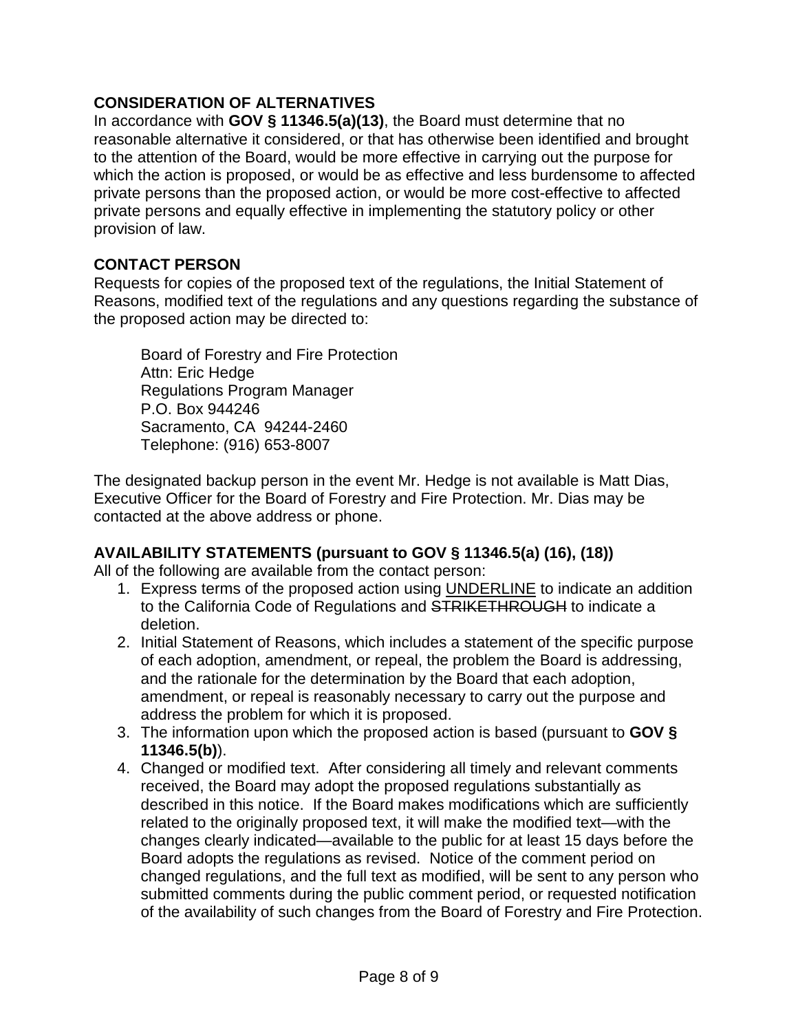**CONSIDERATION OF ALTERNATIVES**

In accordance with **GOV § 11346.5(a)(13)**, the Board must determine that no reasonable alternative it considered, or that has otherwise been identified and brought to the attention of the Board, would be more effective in carrying out the purpose for which the action is proposed, or would be as effective and less burdensome to affected private persons than the proposed action, or would be more cost-effective to affected private persons and equally effective in implementing the statutory policy or other provision of law.

**CONTACT PERSON**

Requests for copies of the proposed text of the regulations, the Initial Statement of Reasons, modified text of the regulations and any questions regarding the substance of the proposed action may be directed to:

Board of Forestry and Fire Protection
Attn: Eric Hedge
Regulations Program Manager
P.O. Box 944246
Sacramento, CA 94244-2460
Telephone: (916) 653-8007

The designated backup person in the event Mr. Hedge is not available is Matt Dias, Executive Officer for the Board of Forestry and Fire Protection. Mr. Dias may be contacted at the above address or phone.

**AVAILABILITY STATEMENTS (pursuant to GOV § 11346.5(a) (16), (18))**

All of the following are available from the contact person:

1. Express terms of the proposed action using <u>UNDERLINE</u> to indicate an addition to the California Code of Regulations and ~~STRIKETHROUGH~~ to indicate a deletion.
2. Initial Statement of Reasons, which includes a statement of the specific purpose of each adoption, amendment, or repeal, the problem the Board is addressing, and the rationale for the determination by the Board that each adoption, amendment, or repeal is reasonably necessary to carry out the purpose and address the problem for which it is proposed.
3. The information upon which the proposed action is based (pursuant to **GOV § 11346.5(b)**).
4. Changed or modified text. After considering all timely and relevant comments received, the Board may adopt the proposed regulations substantially as described in this notice. If the Board makes modifications which are sufficiently related to the originally proposed text, it will make the modified text—with the changes clearly indicated—available to the public for at least 15 days before the Board adopts the regulations as revised. Notice of the comment period on changed regulations, and the full text as modified, will be sent to any person who submitted comments during the public comment period, or requested notification of the availability of such changes from the Board of Forestry and Fire Protection.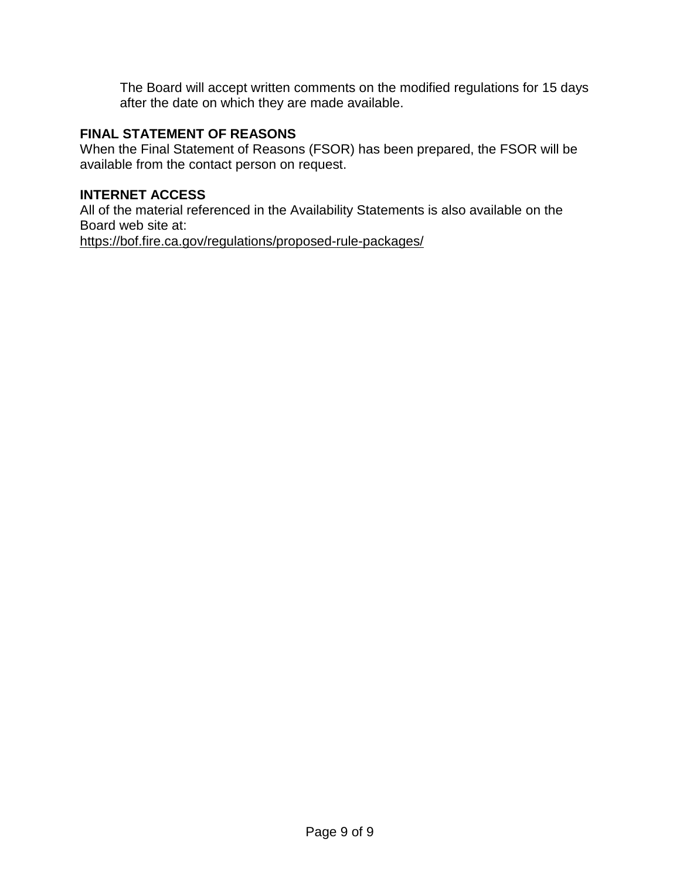The Board will accept written comments on the modified regulations for 15 days after the date on which they are made available.

**FINAL STATEMENT OF REASONS**

When the Final Statement of Reasons (FSOR) has been prepared, the FSOR will be available from the contact person on request.

**INTERNET ACCESS**

All of the material referenced in the Availability Statements is also available on the Board web site at:
https://bof.fire.ca.gov/regulations/proposed-rule-packages/